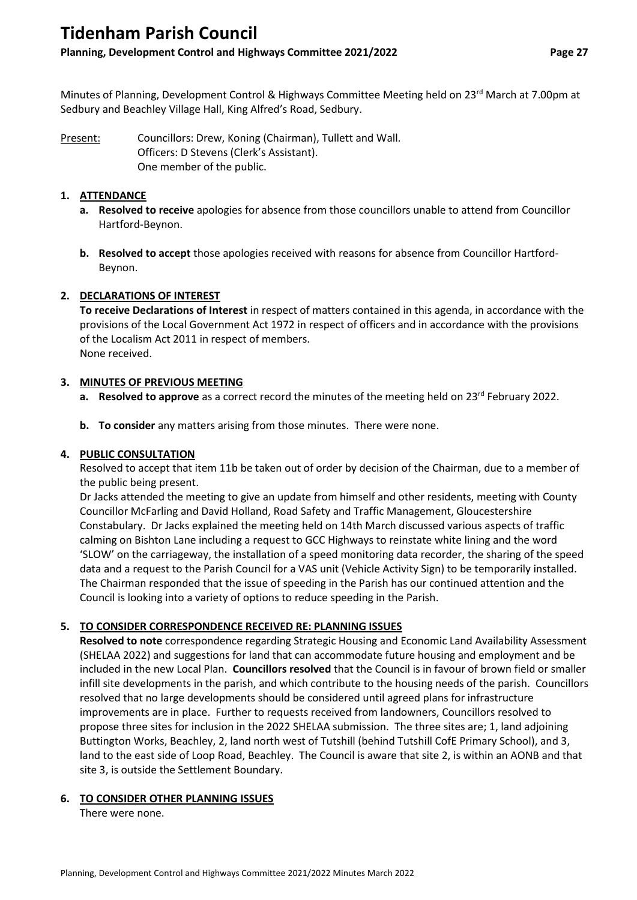# Tidenham Parish Council

**Planning, Development Control and Highways Committee 2021/2022**

Minutes of Planning, Development Control & Highways Committee Meeting held on 23rd March at 7.00pm at Sedbury and Beachley Village Hall, King Alfred's Road, Sedbury.

Present: Councillors: Drew, Koning (Chairman), Tullett and Wall.
Officers: D Stevens (Clerk's Assistant).
One member of the public.

1. **ATTENDANCE**
   - a. **Resolved to receive** apologies for absence from those councillors unable to attend from Councillor Hartford-Beynon.
   - b. **Resolved to accept** those apologies received with reasons for absence from Councillor Hartford-Beynon.

2. **DECLARATIONS OF INTEREST**

   **To receive Declarations of Interest** in respect of matters contained in this agenda, in accordance with the provisions of the Local Government Act 1972 in respect of officers and in accordance with the provisions of the Localism Act 2011 in respect of members.
   None received.

3. **MINUTES OF PREVIOUS MEETING**
   - a. **Resolved to approve** as a correct record the minutes of the meeting held on 23rd February 2022.
   - b. **To consider** any matters arising from those minutes. There were none.

4. **PUBLIC CONSULTATION**

   Resolved to accept that item 11b be taken out of order by decision of the Chairman, due to a member of the public being present.
   Dr Jacks attended the meeting to give an update from himself and other residents, meeting with County Councillor McFarling and David Holland, Road Safety and Traffic Management, Gloucestershire Constabulary. Dr Jacks explained the meeting held on 14th March discussed various aspects of traffic calming on Bishton Lane including a request to GCC Highways to reinstate white lining and the word 'SLOW' on the carriageway, the installation of a speed monitoring data recorder, the sharing of the speed data and a request to the Parish Council for a VAS unit (Vehicle Activity Sign) to be temporarily installed. The Chairman responded that the issue of speeding in the Parish has our continued attention and the Council is looking into a variety of options to reduce speeding in the Parish.

5. **TO CONSIDER CORRESPONDENCE RECEIVED RE: PLANNING ISSUES**

   **Resolved to note** correspondence regarding Strategic Housing and Economic Land Availability Assessment (SHELAA 2022) and suggestions for land that can accommodate future housing and employment and be included in the new Local Plan. **Councillors resolved** that the Council is in favour of brown field or smaller infill site developments in the parish, and which contribute to the housing needs of the parish. Councillors resolved that no large developments should be considered until agreed plans for infrastructure improvements are in place. Further to requests received from landowners, Councillors resolved to propose three sites for inclusion in the 2022 SHELAA submission. The three sites are; 1, land adjoining Buttington Works, Beachley, 2, land north west of Tutshill (behind Tutshill CofE Primary School), and 3, land to the east side of Loop Road, Beachley. The Council is aware that site 2, is within an AONB and that site 3, is outside the Settlement Boundary.

6. **TO CONSIDER OTHER PLANNING ISSUES**

   There were none.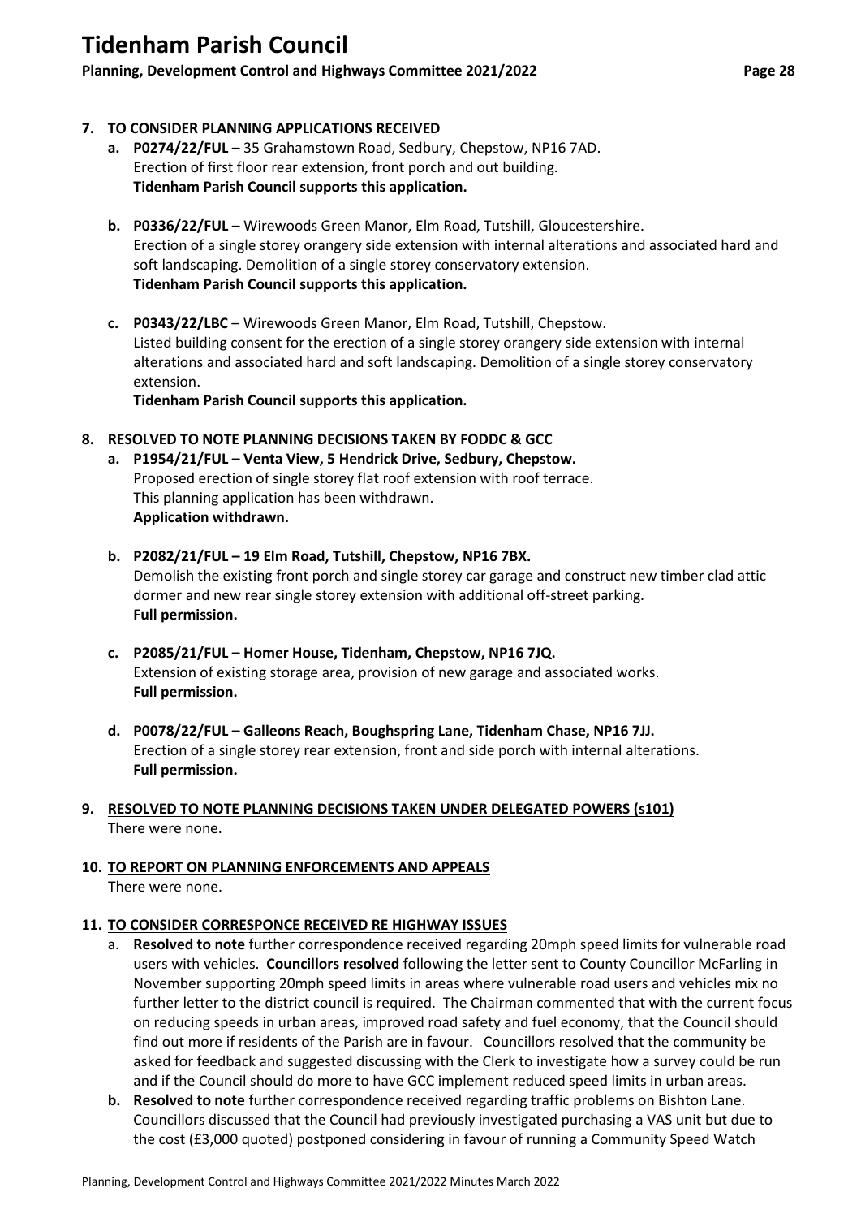7. **TO CONSIDER PLANNING APPLICATIONS RECEIVED**
   - **a. P0274/22/FUL** – 35 Grahamstown Road, Sedbury, Chepstow, NP16 7AD.
     Erection of first floor rear extension, front porch and out building.
     **Tidenham Parish Council supports this application.**
   - **b. P0336/22/FUL** – Wirewoods Green Manor, Elm Road, Tutshill, Gloucestershire.
     Erection of a single storey orangery side extension with internal alterations and associated hard and soft landscaping. Demolition of a single storey conservatory extension.
     **Tidenham Parish Council supports this application.**
   - **c. P0343/22/LBC** – Wirewoods Green Manor, Elm Road, Tutshill, Chepstow.
     Listed building consent for the erection of a single storey orangery side extension with internal alterations and associated hard and soft landscaping. Demolition of a single storey conservatory extension.
     **Tidenham Parish Council supports this application.**

8. **RESOLVED TO NOTE PLANNING DECISIONS TAKEN BY FODDC & GCC**
   - **a. P1954/21/FUL – Venta View, 5 Hendrick Drive, Sedbury, Chepstow.**
     Proposed erection of single storey flat roof extension with roof terrace.
     This planning application has been withdrawn.
     **Application withdrawn.**
   - **b. P2082/21/FUL – 19 Elm Road, Tutshill, Chepstow, NP16 7BX.**
     Demolish the existing front porch and single storey car garage and construct new timber clad attic dormer and new rear single storey extension with additional off-street parking.
     **Full permission.**
   - **c. P2085/21/FUL – Homer House, Tidenham, Chepstow, NP16 7JQ.**
     Extension of existing storage area, provision of new garage and associated works.
     **Full permission.**
   - **d. P0078/22/FUL – Galleons Reach, Boughspring Lane, Tidenham Chase, NP16 7JJ.**
     Erection of a single storey rear extension, front and side porch with internal alterations.
     **Full permission.**

9. **RESOLVED TO NOTE PLANNING DECISIONS TAKEN UNDER DELEGATED POWERS (s101)**
   There were none.

10. **TO REPORT ON PLANNING ENFORCEMENTS AND APPEALS**
    There were none.

11. **TO CONSIDER CORRESPONCE RECEIVED RE HIGHWAY ISSUES**
    - a. **Resolved to note** further correspondence received regarding 20mph speed limits for vulnerable road users with vehicles. **Councillors resolved** following the letter sent to County Councillor McFarling in November supporting 20mph speed limits in areas where vulnerable road users and vehicles mix no further letter to the district council is required. The Chairman commented that with the current focus on reducing speeds in urban areas, improved road safety and fuel economy, that the Council should find out more if residents of the Parish are in favour. Councillors resolved that the community be asked for feedback and suggested discussing with the Clerk to investigate how a survey could be run and if the Council should do more to have GCC implement reduced speed limits in urban areas.
    - **b. Resolved to note** further correspondence received regarding traffic problems on Bishton Lane. Councillors discussed that the Council had previously investigated purchasing a VAS unit but due to the cost (£3,000 quoted) postponed considering in favour of running a Community Speed Watch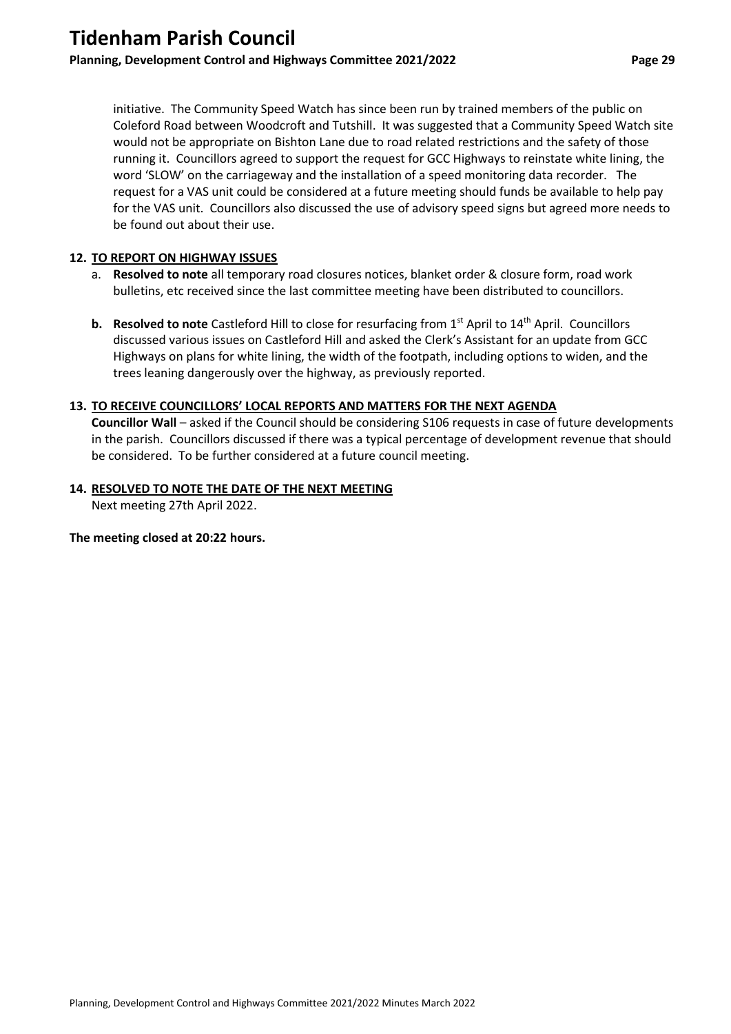initiative. The Community Speed Watch has since been run by trained members of the public on Coleford Road between Woodcroft and Tutshill. It was suggested that a Community Speed Watch site would not be appropriate on Bishton Lane due to road related restrictions and the safety of those running it. Councillors agreed to support the request for GCC Highways to reinstate white lining, the word 'SLOW' on the carriageway and the installation of a speed monitoring data recorder. The request for a VAS unit could be considered at a future meeting should funds be available to help pay for the VAS unit. Councillors also discussed the use of advisory speed signs but agreed more needs to be found out about their use.

**12. TO REPORT ON HIGHWAY ISSUES**

a. **Resolved to note** all temporary road closures notices, blanket order & closure form, road work bulletins, etc received since the last committee meeting have been distributed to councillors.

**b. Resolved to note** Castleford Hill to close for resurfacing from 1st April to 14th April. Councillors discussed various issues on Castleford Hill and asked the Clerk's Assistant for an update from GCC Highways on plans for white lining, the width of the footpath, including options to widen, and the trees leaning dangerously over the highway, as previously reported.

**13. TO RECEIVE COUNCILLORS' LOCAL REPORTS AND MATTERS FOR THE NEXT AGENDA**

**Councillor Wall** – asked if the Council should be considering S106 requests in case of future developments in the parish. Councillors discussed if there was a typical percentage of development revenue that should be considered. To be further considered at a future council meeting.

**14. RESOLVED TO NOTE THE DATE OF THE NEXT MEETING**

Next meeting 27th April 2022.

**The meeting closed at 20:22 hours.**